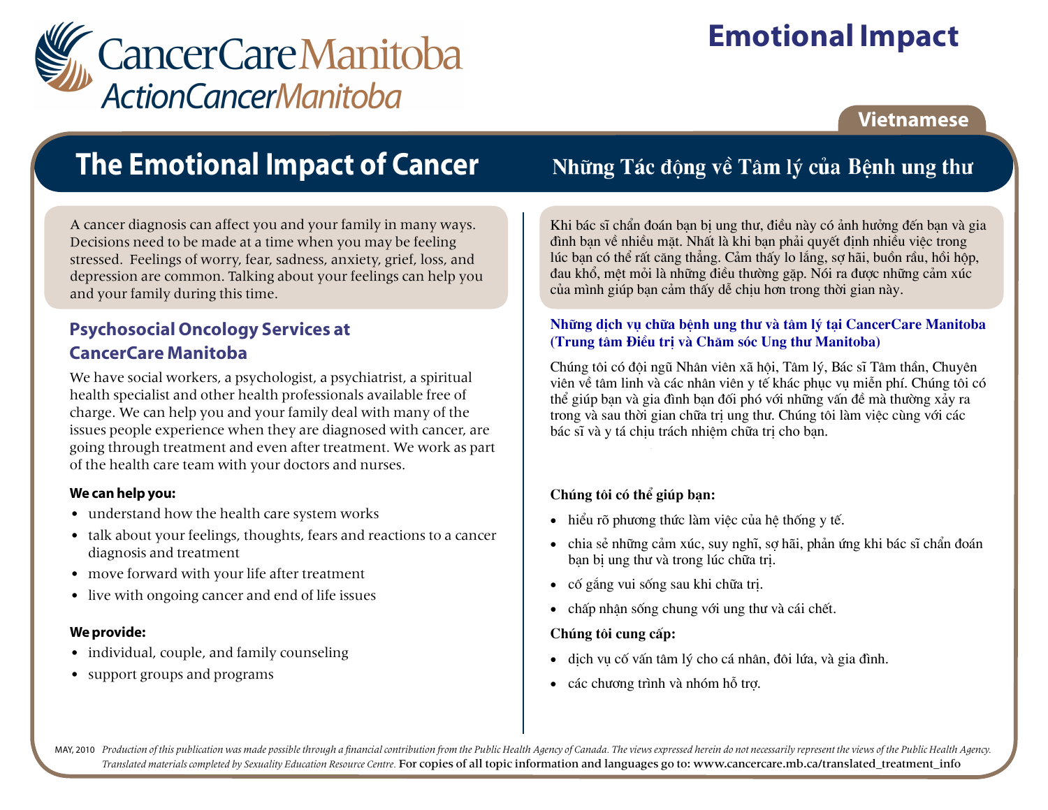CancerCare Manitoba
ActionCancerManitoba

# Emotional Impact

Vietnamese

# The Emotional Impact of Cancer

A cancer diagnosis can affect you and your family in many ways. Decisions need to be made at a time when you may be feeling stressed. Feelings of worry, fear, sadness, anxiety, grief, loss, and depression are common. Talking about your feelings can help you and your family during this time.

## Psychosocial Oncology Services at CancerCare Manitoba

We have social workers, a psychologist, a psychiatrist, a spiritual health specialist and other health professionals available free of charge. We can help you and your family deal with many of the issues people experience when they are diagnosed with cancer, are going through treatment and even after treatment. We work as part of the health care team with your doctors and nurses.

**We can help you:**

- understand how the health care system works
- talk about your feelings, thoughts, fears and reactions to a cancer diagnosis and treatment
- move forward with your life after treatment
- live with ongoing cancer and end of life issues

**We provide:**

- individual, couple, and family counseling
- support groups and programs

# Những Tác động về Tâm lý của Bệnh ung thư

Khi bác sĩ chẩn đoán bạn bị ung thư, điều này có ảnh hưởng đến bạn và gia đình bạn về nhiều mặt. Nhất là khi bạn phải quyết định nhiều việc trong lúc bạn có thể rất căng thẳng. Cảm thấy lo lắng, sợ hãi, buồn rầu, hồi hộp, đau khổ, mệt mỏi là những điều thường gặp. Nói ra được những cảm xúc của mình giúp bạn cảm thấy dễ chịu hơn trong thời gian này.

## Những dịch vụ chữa bệnh ung thư và tâm lý tại CancerCare Manitoba (Trung tâm Điều trị và Chăm sóc Ung thư Manitoba)

Chúng tôi có đội ngũ Nhân viên xã hội, Tâm lý, Bác sĩ Tâm thần, Chuyên viên về tâm linh và các nhân viên y tế khác phục vụ miễn phí. Chúng tôi có thể giúp bạn và gia đình bạn đối phó với những vấn đề mà thường xảy ra trong và sau thời gian chữa trị ung thư. Chúng tôi làm việc cùng với các bác sĩ và y tá chịu trách nhiệm chữa trị cho bạn.

**Chúng tôi có thể giúp bạn:**

- hiểu rõ phương thức làm việc của hệ thống y tế.
- chia sẻ những cảm xúc, suy nghĩ, sợ hãi, phản ứng khi bác sĩ chẩn đoán bạn bị ung thư và trong lúc chữa trị.
- cố gắng vui sống sau khi chữa trị.
- chấp nhận sống chung với ung thư và cái chết.

**Chúng tôi cung cấp:**

- dịch vụ cố vấn tâm lý cho cá nhân, đôi lứa, và gia đình.
- các chương trình và nhóm hỗ trợ.

MAY, 2010 *Production of this publication was made possible through a financial contribution from the Public Health Agency of Canada. The views expressed herein do not necessarily represent the views of the Public Health Agency. Translated materials completed by Sexuality Education Resource Centre.* For copies of all topic information and languages go to: www.cancercare.mb.ca/translated_treatment_info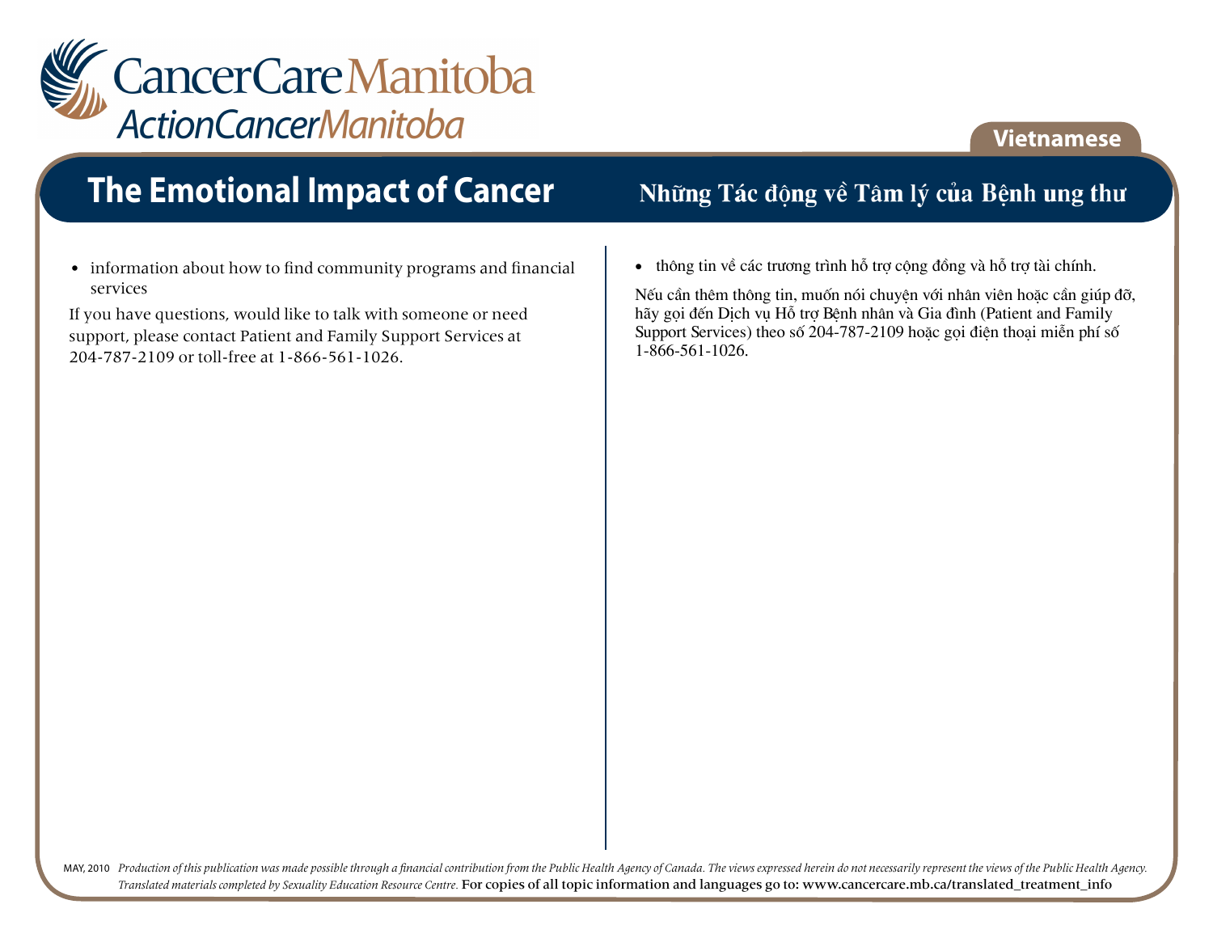# The Emotional Impact of Cancer

- information about how to find community programs and financial services

If you have questions, would like to talk with someone or need support, please contact Patient and Family Support Services at 204-787-2109 or toll-free at 1-866-561-1026.

# Những Tác động về Tâm lý của Bệnh ung thư

- thông tin về các trương trình hỗ trợ cộng đồng và hỗ trợ tài chính.

Nếu cần thêm thông tin, muốn nói chuyện với nhân viên hoặc cần giúp đỡ, hãy gọi đến Dịch vụ Hỗ trợ Bệnh nhân và Gia đình (Patient and Family Support Services) theo số 204-787-2109 hoặc gọi điện thoại miễn phí số 1-866-561-1026.

MAY, 2010 *Production of this publication was made possible through a financial contribution from the Public Health Agency of Canada. The views expressed herein do not necessarily represent the views of the Public Health Agency. Translated materials completed by Sexuality Education Resource Centre.* For copies of all topic information and languages go to: www.cancercare.mb.ca/translated_treatment_info